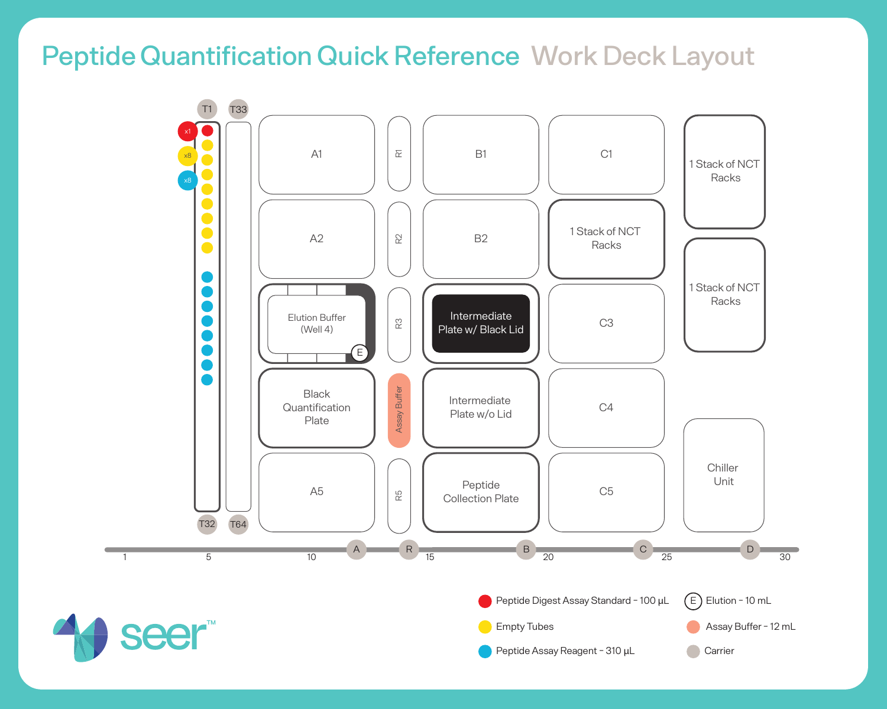# Peptide Quantification Quick Reference Work Deck Layout

T1, T33, T32, T64

x1, x8, x8

A1, A2, Elution Buffer (Well 4) E, Black Quantification Plate, A5

R1, R2, R3, Assay Buffer, R5

B1, B2, Intermediate Plate w/ Black Lid, Intermediate Plate w/o Lid, Peptide Collection Plate

C1, 1 Stack of NCT Racks, C3, C4, C5

1 Stack of NCT Racks, 1 Stack of NCT Racks, Chiller Unit

1, 5, 10, A, R, 15, B, 20, C, 25, D, 30

- Peptide Digest Assay Standard - 100 µL
- Empty Tubes
- Peptide Assay Reagent - 310 µL
- Elution - 10 mL
- Assay Buffer - 12 mL
- Carrier

seer™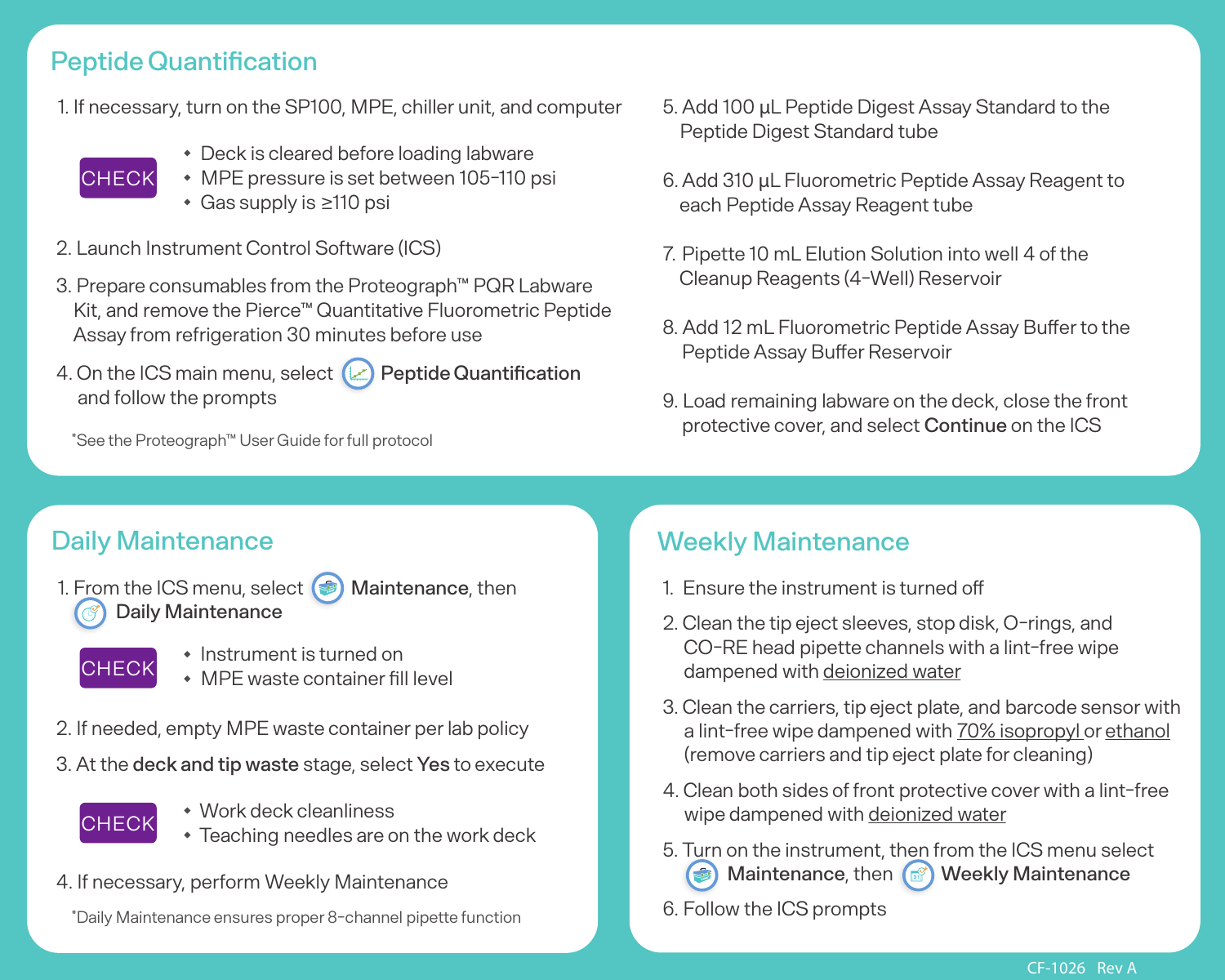## Peptide Quantification

1. If necessary, turn on the SP100, MPE, chiller unit, and computer

   CHECK
   - Deck is cleared before loading labware
   - MPE pressure is set between 105–110 psi
   - Gas supply is ≥110 psi

2. Launch Instrument Control Software (ICS)
3. Prepare consumables from the Proteograph™ PQR Labware Kit, and remove the Pierce™ Quantitative Fluorometric Peptide Assay from refrigeration 30 minutes before use
4. On the ICS main menu, select **Peptide Quantification** and follow the prompts

*See the Proteograph™ User Guide for full protocol

5. Add 100 µL Peptide Digest Assay Standard to the Peptide Digest Standard tube
6. Add 310 µL Fluorometric Peptide Assay Reagent to each Peptide Assay Reagent tube
7. Pipette 10 mL Elution Solution into well 4 of the Cleanup Reagents (4-Well) Reservoir
8. Add 12 mL Fluorometric Peptide Assay Buffer to the Peptide Assay Buffer Reservoir
9. Load remaining labware on the deck, close the front protective cover, and select **Continue** on the ICS

## Daily Maintenance

1. From the ICS menu, select **Maintenance**, then **Daily Maintenance**

   CHECK
   - Instrument is turned on
   - MPE waste container fill level

2. If needed, empty MPE waste container per lab policy
3. At the **deck and tip waste** stage, select **Yes** to execute

   CHECK
   - Work deck cleanliness
   - Teaching needles are on the work deck

4. If necessary, perform Weekly Maintenance

*Daily Maintenance ensures proper 8-channel pipette function

## Weekly Maintenance

1. Ensure the instrument is turned off
2. Clean the tip eject sleeves, stop disk, O-rings, and CO-RE head pipette channels with a lint-free wipe dampened with deionized water
3. Clean the carriers, tip eject plate, and barcode sensor with a lint-free wipe dampened with 70% isopropyl or ethanol (remove carriers and tip eject plate for cleaning)
4. Clean both sides of front protective cover with a lint-free wipe dampened with deionized water
5. Turn on the instrument, then from the ICS menu select **Maintenance**, then **Weekly Maintenance**
6. Follow the ICS prompts

CF-1026 Rev A